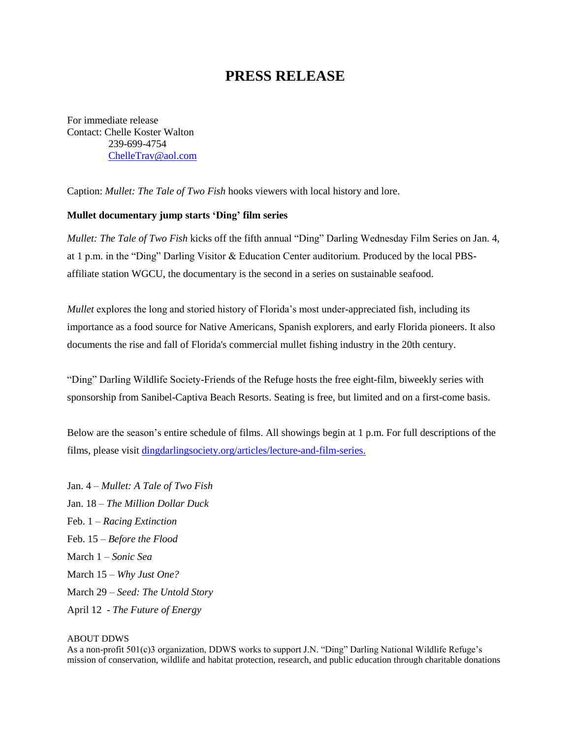# PRESS RELEASE

For immediate release
Contact: Chelle Koster Walton
239-699-4754
ChelleTrav@aol.com

Caption: *Mullet: The Tale of Two Fish* hooks viewers with local history and lore.

**Mullet documentary jump starts 'Ding' film series**

*Mullet: The Tale of Two Fish* kicks off the fifth annual "Ding" Darling Wednesday Film Series on Jan. 4, at 1 p.m. in the "Ding" Darling Visitor & Education Center auditorium. Produced by the local PBS-affiliate station WGCU, the documentary is the second in a series on sustainable seafood.

*Mullet* explores the long and storied history of Florida's most under-appreciated fish, including its importance as a food source for Native Americans, Spanish explorers, and early Florida pioneers. It also documents the rise and fall of Florida's commercial mullet fishing industry in the 20th century.

"Ding" Darling Wildlife Society-Friends of the Refuge hosts the free eight-film, biweekly series with sponsorship from Sanibel-Captiva Beach Resorts. Seating is free, but limited and on a first-come basis.

Below are the season's entire schedule of films. All showings begin at 1 p.m. For full descriptions of the films, please visit dingdarlingsociety.org/articles/lecture-and-film-series.

Jan. 4 – *Mullet: A Tale of Two Fish*
Jan. 18 – *The Million Dollar Duck*
Feb. 1 – *Racing Extinction*
Feb. 15 – *Before the Flood*
March 1 – *Sonic Sea*
March 15 – *Why Just One?*
March 29 – *Seed: The Untold Story*
April 12 - *The Future of Energy*

ABOUT DDWS
As a non-profit 501(c)3 organization, DDWS works to support J.N. "Ding" Darling National Wildlife Refuge's mission of conservation, wildlife and habitat protection, research, and public education through charitable donations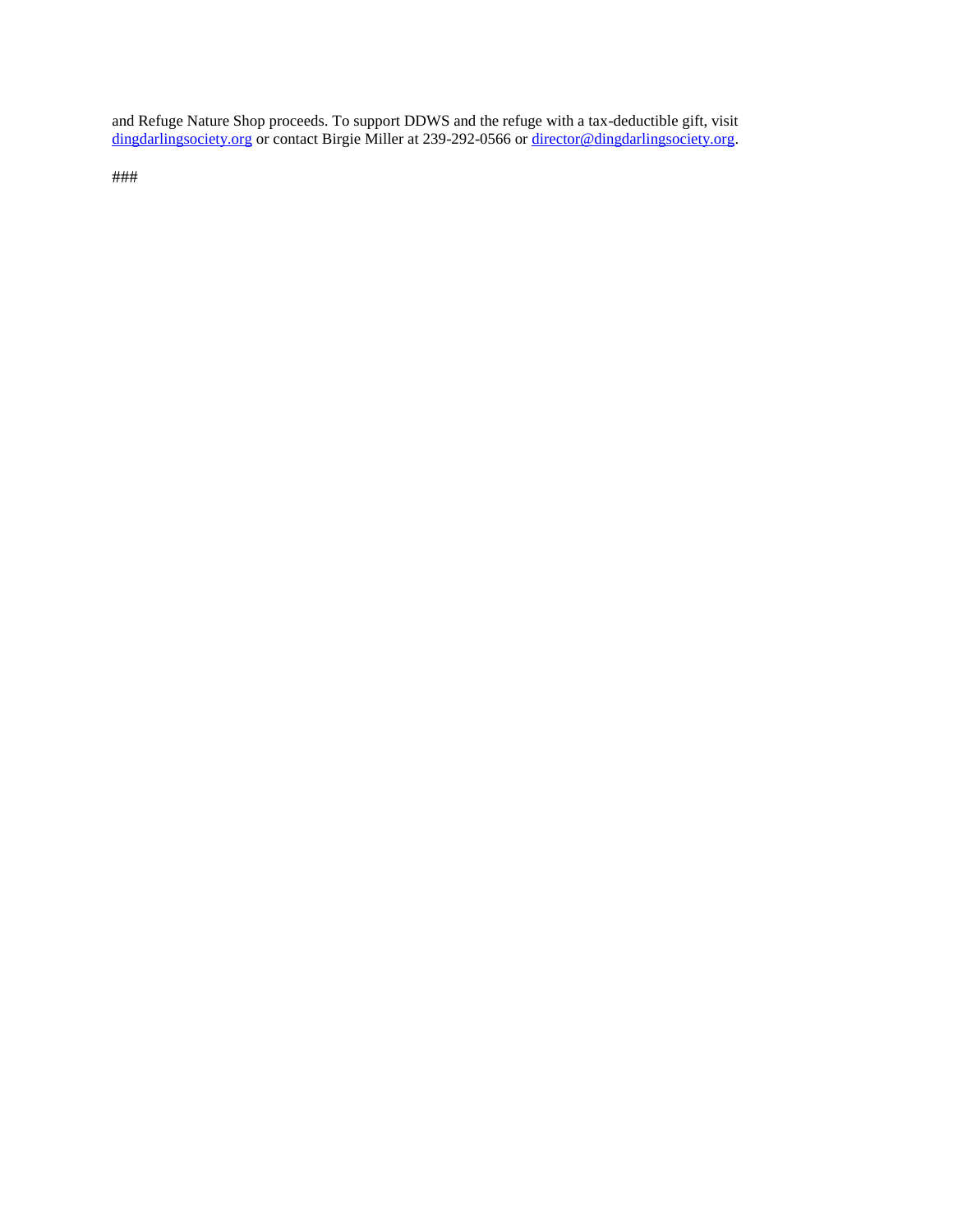and Refuge Nature Shop proceeds. To support DDWS and the refuge with a tax-deductible gift, visit dingdarlingsociety.org or contact Birgie Miller at 239-292-0566 or director@dingdarlingsociety.org.

###